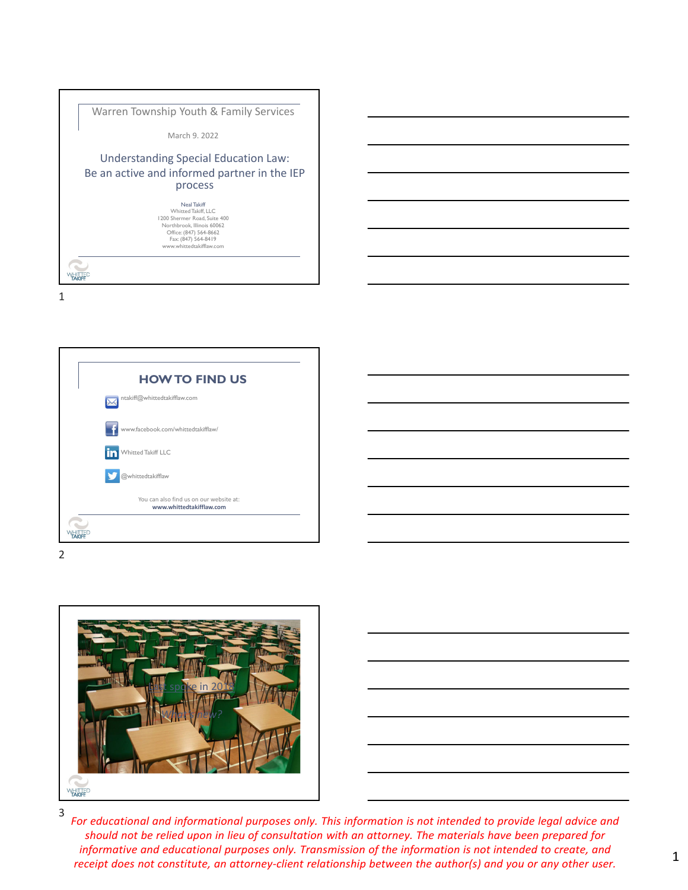Warren Township Youth & Family Services

March 9. 2022

## Understanding Special Education Law: Be an active and informed partner in the IEP process

Neal Takiff
Whitted Takiff, LLC
1200 Shermer Road, Suite 400
Northbrook, Illinois 60062
Office: (847) 564-8662
Fax: (847) 564-8419
www.whittedtakifflaw.com

1

## HOW TO FIND US

ntakiff@whittedtakifflaw.com

www.facebook.com/whittedtakifflaw/

Whitted Takiff LLC

@whittedtakifflaw

You can also find us on our website at:
**www.whittedtakifflaw.com**

2

Last spoke in 2018

*What's new?*

3

*For educational and informational purposes only. This information is not intended to provide legal advice and should not be relied upon in lieu of consultation with an attorney. The materials have been prepared for informative and educational purposes only. Transmission of the information is not intended to create, and receipt does not constitute, an attorney-client relationship between the author(s) and you or any other user.*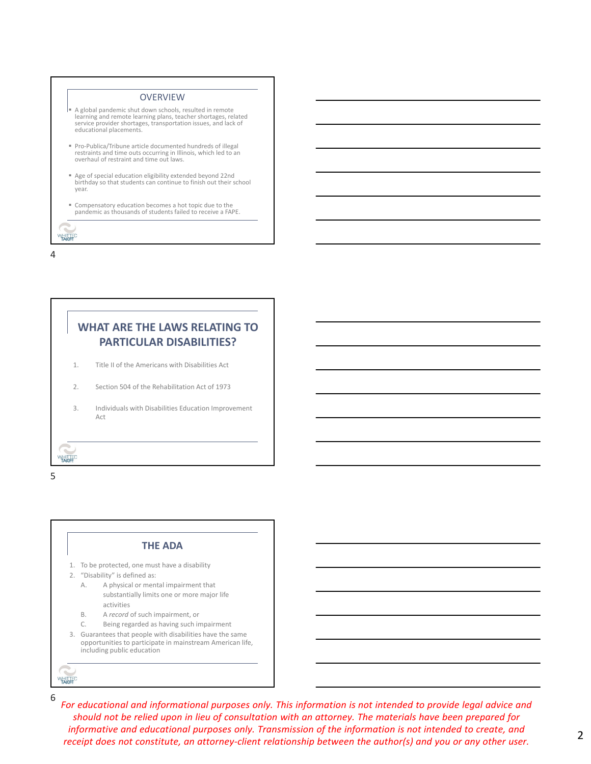## OVERVIEW

- A global pandemic shut down schools, resulted in remote learning and remote learning plans, teacher shortages, related service provider shortages, transportation issues, and lack of educational placements.
- Pro-Publica/Tribune article documented hundreds of illegal restraints and time outs occurring in Illinois, which led to an overhaul of restraint and time out laws.
- Age of special education eligibility extended beyond 22nd birthday so that students can continue to finish out their school year.
- Compensatory education becomes a hot topic due to the pandemic as thousands of students failed to receive a FAPE.

## WHAT ARE THE LAWS RELATING TO PARTICULAR DISABILITIES?

1. Title II of the Americans with Disabilities Act
2. Section 504 of the Rehabilitation Act of 1973
3. Individuals with Disabilities Education Improvement Act

## THE ADA

1. To be protected, one must have a disability
2. "Disability" is defined as:
   - A. A physical or mental impairment that substantially limits one or more major life activities
   - B. A *record* of such impairment, or
   - C. Being regarded as having such impairment
3. Guarantees that people with disabilities have the same opportunities to participate in mainstream American life, including public education

*For educational and informational purposes only. This information is not intended to provide legal advice and should not be relied upon in lieu of consultation with an attorney. The materials have been prepared for informative and educational purposes only. Transmission of the information is not intended to create, and receipt does not constitute, an attorney-client relationship between the author(s) and you or any other user.*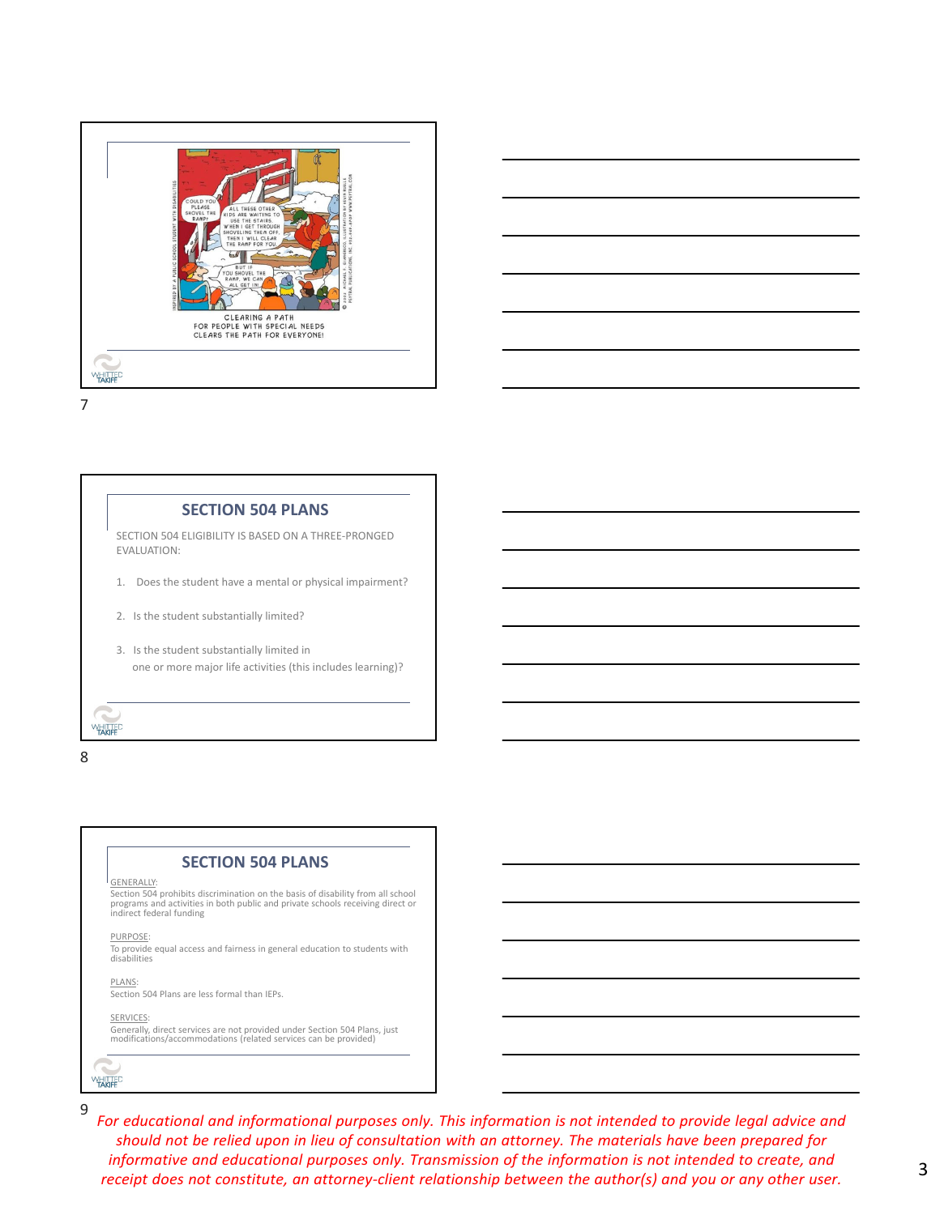CLEARING A PATH FOR PEOPLE WITH SPECIAL NEEDS CLEARS THE PATH FOR EVERYONE!

## SECTION 504 PLANS

SECTION 504 ELIGIBILITY IS BASED ON A THREE-PRONGED EVALUATION:

1. Does the student have a mental or physical impairment?
2. Is the student substantially limited?
3. Is the student substantially limited in one or more major life activities (this includes learning)?

## SECTION 504 PLANS

GENERALLY:
Section 504 prohibits discrimination on the basis of disability from all school programs and activities in both public and private schools receiving direct or indirect federal funding

PURPOSE:
To provide equal access and fairness in general education to students with disabilities

PLANS:
Section 504 Plans are less formal than IEPs.

SERVICES:
Generally, direct services are not provided under Section 504 Plans, just modifications/accommodations (related services can be provided)

*For educational and informational purposes only. This information is not intended to provide legal advice and should not be relied upon in lieu of consultation with an attorney. The materials have been prepared for informative and educational purposes only. Transmission of the information is not intended to create, and receipt does not constitute, an attorney-client relationship between the author(s) and you or any other user.*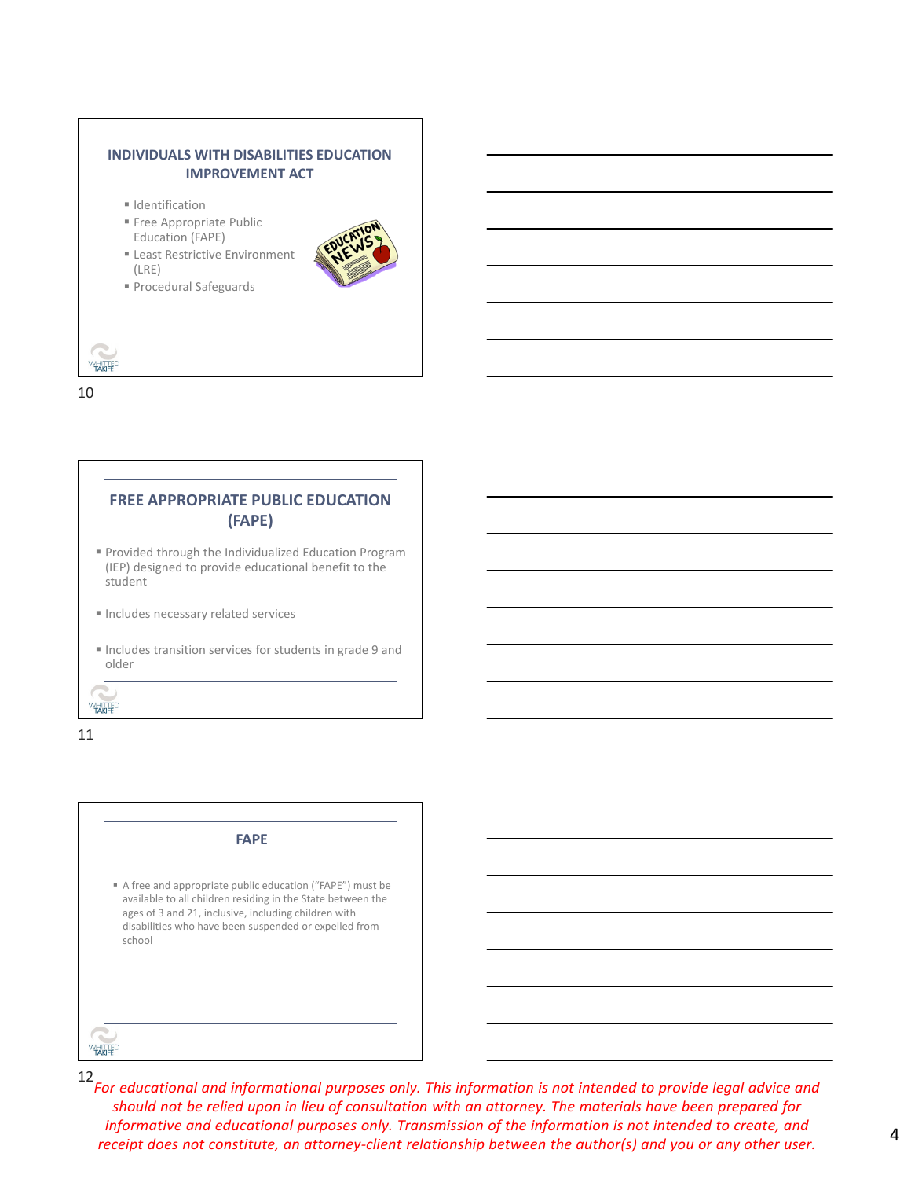## INDIVIDUALS WITH DISABILITIES EDUCATION IMPROVEMENT ACT

- Identification
- Free Appropriate Public Education (FAPE)
- Least Restrictive Environment (LRE)
- Procedural Safeguards

10

## FREE APPROPRIATE PUBLIC EDUCATION (FAPE)

- Provided through the Individualized Education Program (IEP) designed to provide educational benefit to the student
- Includes necessary related services
- Includes transition services for students in grade 9 and older

11

## FAPE

- A free and appropriate public education ("FAPE") must be available to all children residing in the State between the ages of 3 and 21, inclusive, including children with disabilities who have been suspended or expelled from school

12

*For educational and informational purposes only. This information is not intended to provide legal advice and should not be relied upon in lieu of consultation with an attorney. The materials have been prepared for informative and educational purposes only. Transmission of the information is not intended to create, and receipt does not constitute, an attorney-client relationship between the author(s) and you or any other user.*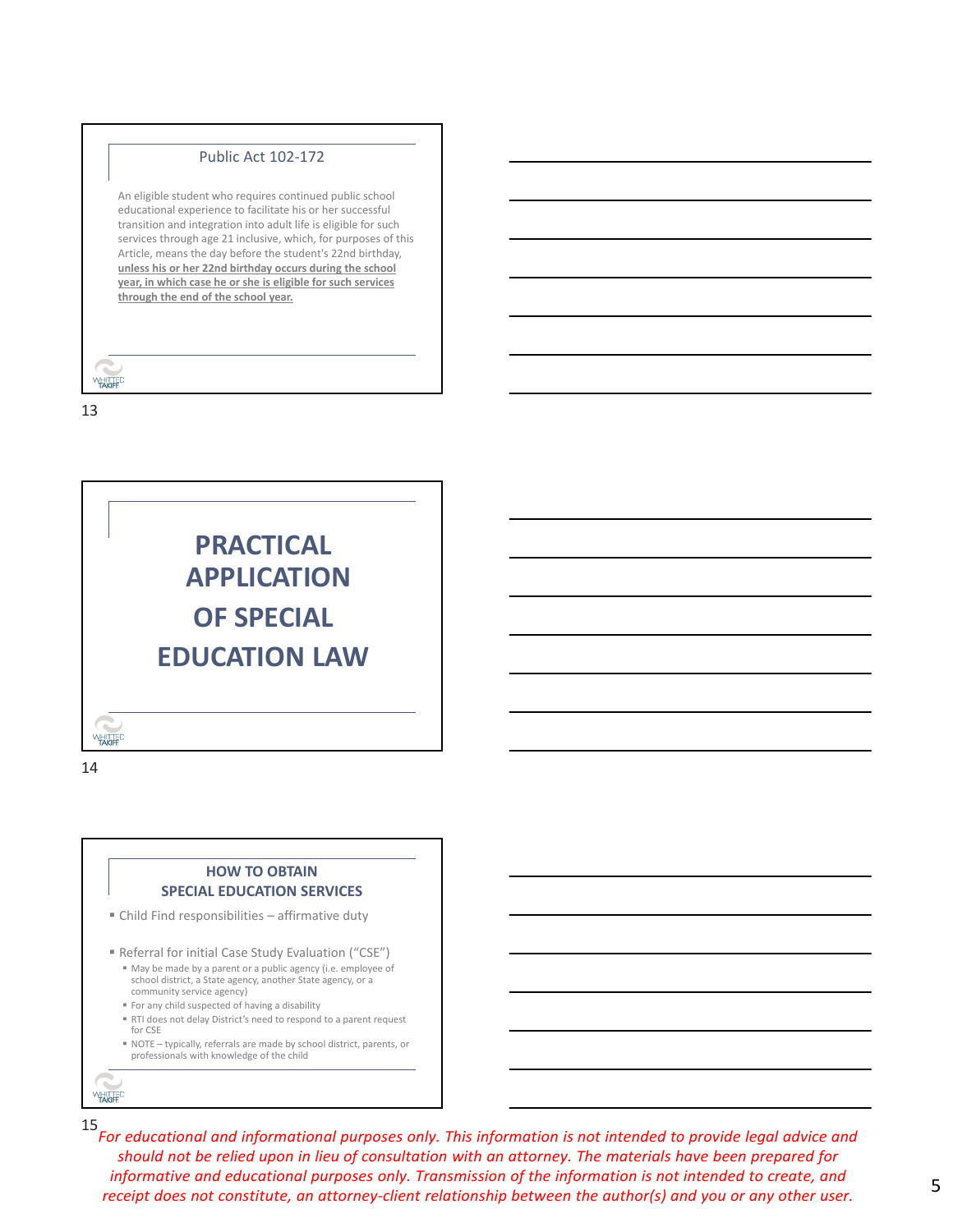## Public Act 102-172

An eligible student who requires continued public school educational experience to facilitate his or her successful transition and integration into adult life is eligible for such services through age 21 inclusive, which, for purposes of this Article, means the day before the student's 22nd birthday, **unless his or her 22nd birthday occurs during the school year, in which case he or she is eligible for such services through the end of the school year.**

# PRACTICAL APPLICATION OF SPECIAL EDUCATION LAW

## HOW TO OBTAIN SPECIAL EDUCATION SERVICES

- Child Find responsibilities – affirmative duty
- Referral for initial Case Study Evaluation ("CSE")
  - May be made by a parent or a public agency (i.e. employee of school district, a State agency, another State agency, or a community service agency)
  - For any child suspected of having a disability
  - RTI does not delay District's need to respond to a parent request for CSE
  - NOTE – typically, referrals are made by school district, parents, or professionals with knowledge of the child

*For educational and informational purposes only. This information is not intended to provide legal advice and should not be relied upon in lieu of consultation with an attorney. The materials have been prepared for informative and educational purposes only. Transmission of the information is not intended to create, and receipt does not constitute, an attorney-client relationship between the author(s) and you or any other user.*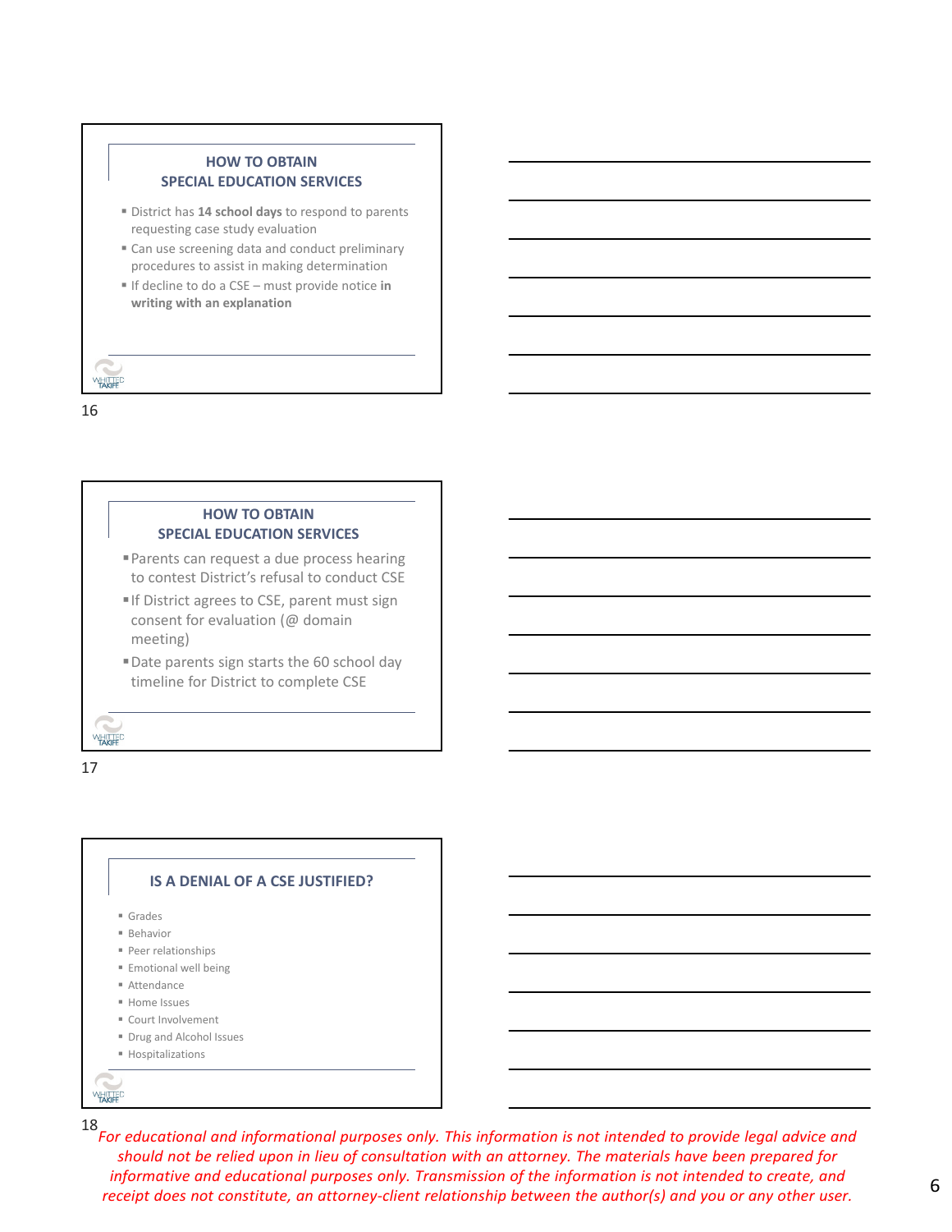## HOW TO OBTAIN SPECIAL EDUCATION SERVICES

- District has **14 school days** to respond to parents requesting case study evaluation
- Can use screening data and conduct preliminary procedures to assist in making determination
- If decline to do a CSE – must provide notice **in writing with an explanation**

16

## HOW TO OBTAIN SPECIAL EDUCATION SERVICES

- Parents can request a due process hearing to contest District's refusal to conduct CSE
- If District agrees to CSE, parent must sign consent for evaluation (@ domain meeting)
- Date parents sign starts the 60 school day timeline for District to complete CSE

17

## IS A DENIAL OF A CSE JUSTIFIED?

- Grades
- Behavior
- Peer relationships
- Emotional well being
- Attendance
- Home Issues
- Court Involvement
- Drug and Alcohol Issues
- Hospitalizations

18

*For educational and informational purposes only. This information is not intended to provide legal advice and should not be relied upon in lieu of consultation with an attorney. The materials have been prepared for informative and educational purposes only. Transmission of the information is not intended to create, and receipt does not constitute, an attorney-client relationship between the author(s) and you or any other user.*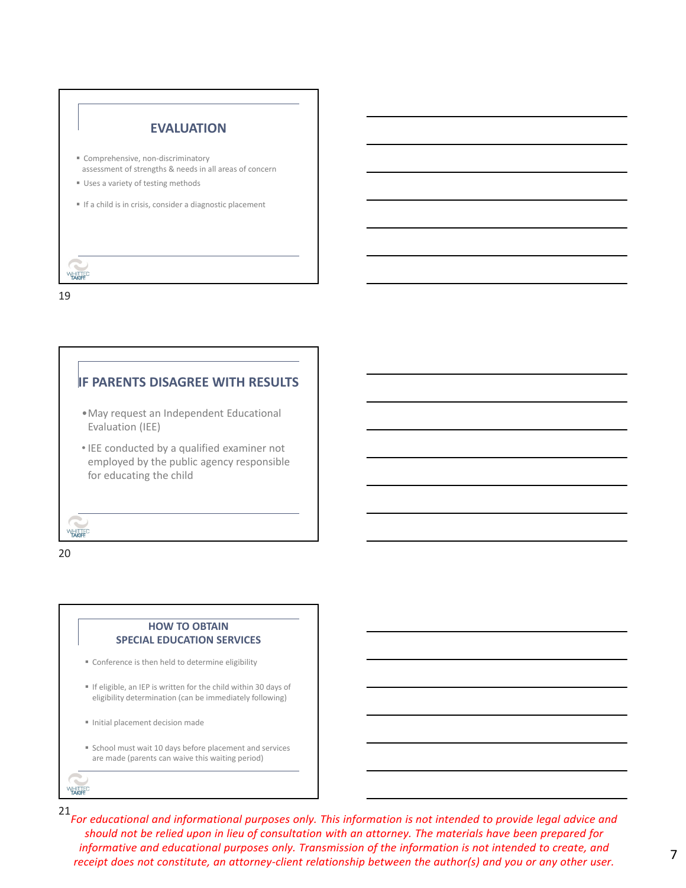## EVALUATION

- Comprehensive, non-discriminatory assessment of strengths & needs in all areas of concern
- Uses a variety of testing methods
- If a child is in crisis, consider a diagnostic placement

## IF PARENTS DISAGREE WITH RESULTS

- May request an Independent Educational Evaluation (IEE)
- IEE conducted by a qualified examiner not employed by the public agency responsible for educating the child

## HOW TO OBTAIN SPECIAL EDUCATION SERVICES

- Conference is then held to determine eligibility
- If eligible, an IEP is written for the child within 30 days of eligibility determination (can be immediately following)
- Initial placement decision made
- School must wait 10 days before placement and services are made (parents can waive this waiting period)

*For educational and informational purposes only. This information is not intended to provide legal advice and should not be relied upon in lieu of consultation with an attorney. The materials have been prepared for informative and educational purposes only. Transmission of the information is not intended to create, and receipt does not constitute, an attorney-client relationship between the author(s) and you or any other user.*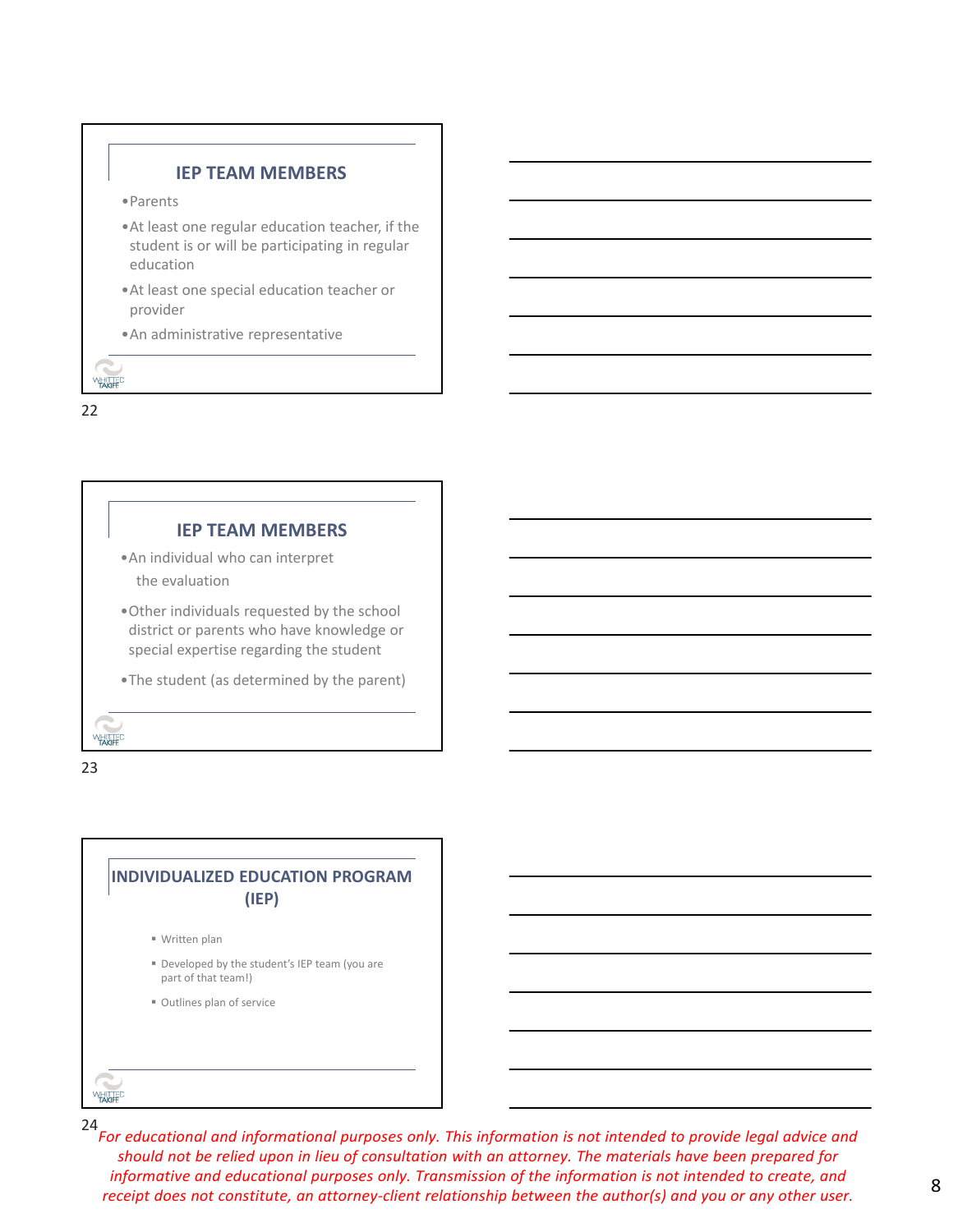## IEP TEAM MEMBERS

- Parents
- At least one regular education teacher, if the student is or will be participating in regular education
- At least one special education teacher or provider
- An administrative representative

22

## IEP TEAM MEMBERS

- An individual who can interpret the evaluation
- Other individuals requested by the school district or parents who have knowledge or special expertise regarding the student
- The student (as determined by the parent)

23

## INDIVIDUALIZED EDUCATION PROGRAM (IEP)

- Written plan
- Developed by the student's IEP team (you are part of that team!)
- Outlines plan of service

24

*For educational and informational purposes only. This information is not intended to provide legal advice and should not be relied upon in lieu of consultation with an attorney. The materials have been prepared for informative and educational purposes only. Transmission of the information is not intended to create, and receipt does not constitute, an attorney-client relationship between the author(s) and you or any other user.*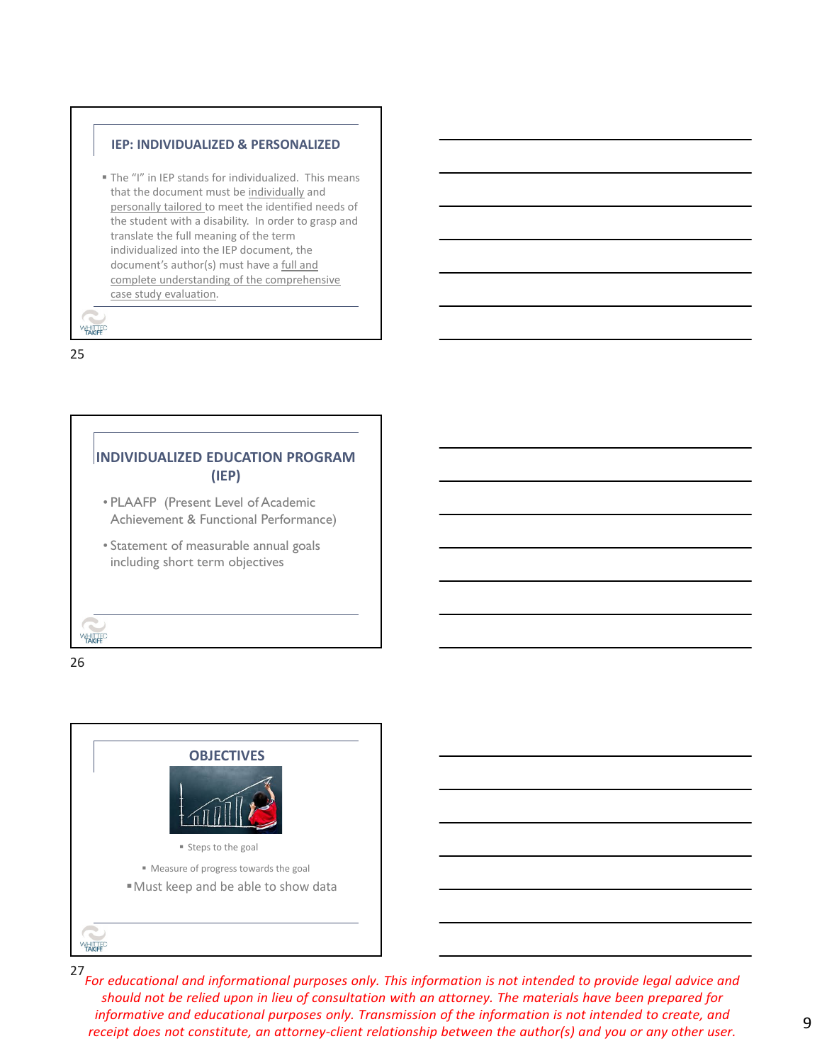## IEP: INDIVIDUALIZED & PERSONALIZED

- The "I" in IEP stands for individualized. This means that the document must be individually and personally tailored to meet the identified needs of the student with a disability. In order to grasp and translate the full meaning of the term individualized into the IEP document, the document's author(s) must have a full and complete understanding of the comprehensive case study evaluation.

25

## INDIVIDUALIZED EDUCATION PROGRAM (IEP)

- PLAAFP (Present Level of Academic Achievement & Functional Performance)
- Statement of measurable annual goals including short term objectives

26

## OBJECTIVES

- Steps to the goal
- Measure of progress towards the goal
- Must keep and be able to show data

27

*For educational and informational purposes only. This information is not intended to provide legal advice and should not be relied upon in lieu of consultation with an attorney. The materials have been prepared for informative and educational purposes only. Transmission of the information is not intended to create, and receipt does not constitute, an attorney-client relationship between the author(s) and you or any other user.*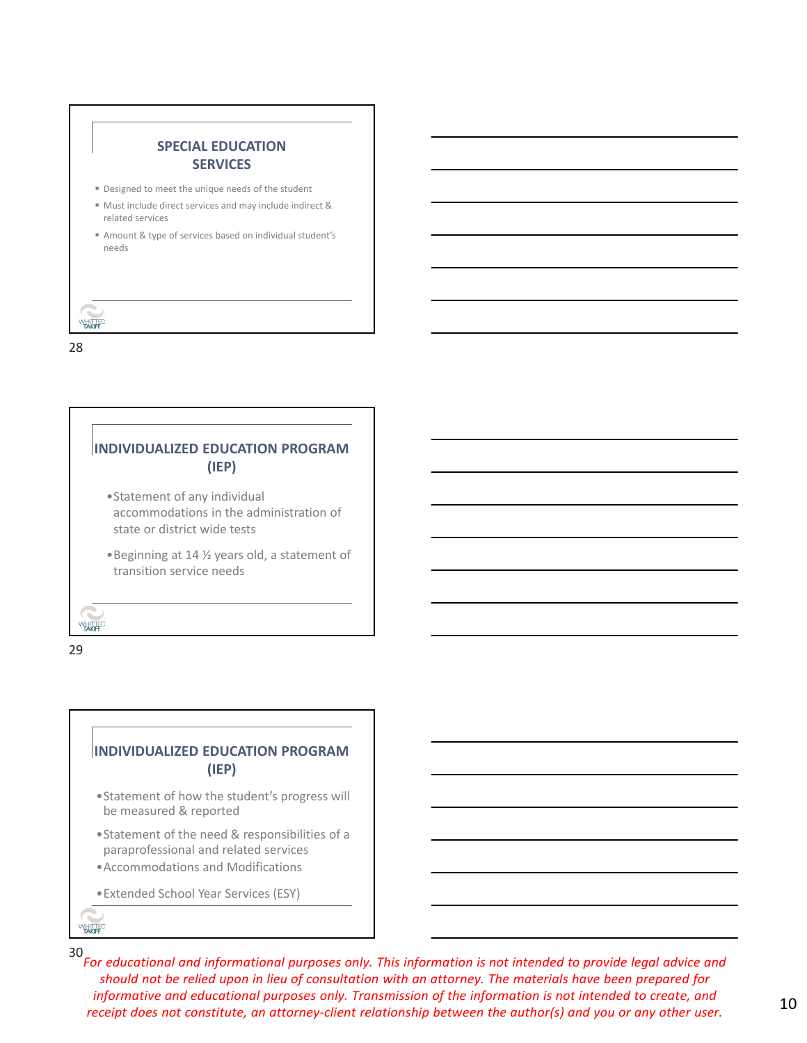## SPECIAL EDUCATION SERVICES

- Designed to meet the unique needs of the student
- Must include direct services and may include indirect & related services
- Amount & type of services based on individual student's needs

28

## INDIVIDUALIZED EDUCATION PROGRAM (IEP)

- Statement of any individual accommodations in the administration of state or district wide tests
- Beginning at 14 ½ years old, a statement of transition service needs

29

## INDIVIDUALIZED EDUCATION PROGRAM (IEP)

- Statement of how the student's progress will be measured & reported
- Statement of the need & responsibilities of a paraprofessional and related services
- Accommodations and Modifications
- Extended School Year Services (ESY)

30

*For educational and informational purposes only. This information is not intended to provide legal advice and should not be relied upon in lieu of consultation with an attorney. The materials have been prepared for informative and educational purposes only. Transmission of the information is not intended to create, and receipt does not constitute, an attorney-client relationship between the author(s) and you or any other user.*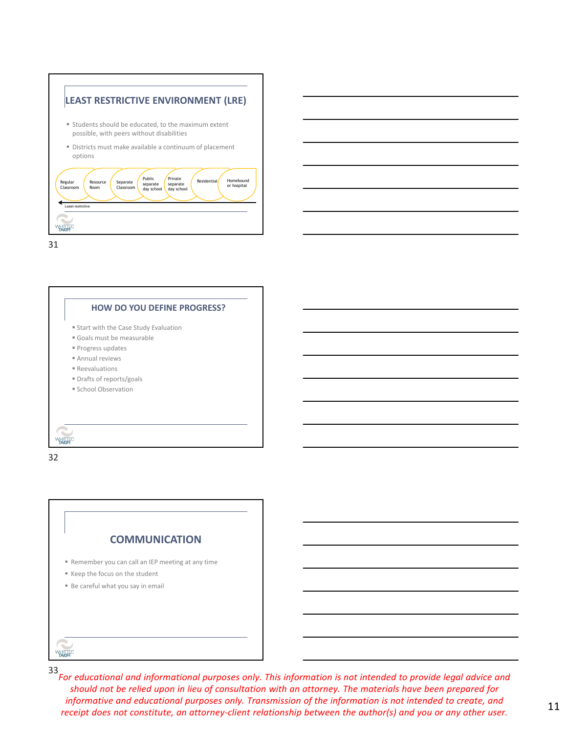## LEAST RESTRICTIVE ENVIRONMENT (LRE)

- Students should be educated, to the maximum extent possible, with peers without disabilities
- Districts must make available a continuum of placement options

Regular Classroom → Resource Room → Separate Classroom → Public separate day school → Private separate day school → Residential → Homebound or hospital

Least restrictive

31

## HOW DO YOU DEFINE PROGRESS?

- Start with the Case Study Evaluation
- Goals must be measurable
- Progress updates
- Annual reviews
- Reevaluations
- Drafts of reports/goals
- School Observation

32

## COMMUNICATION

- Remember you can call an IEP meeting at any time
- Keep the focus on the student
- Be careful what you say in email

33

*For educational and informational purposes only. This information is not intended to provide legal advice and should not be relied upon in lieu of consultation with an attorney. The materials have been prepared for informative and educational purposes only. Transmission of the information is not intended to create, and receipt does not constitute, an attorney-client relationship between the author(s) and you or any other user.*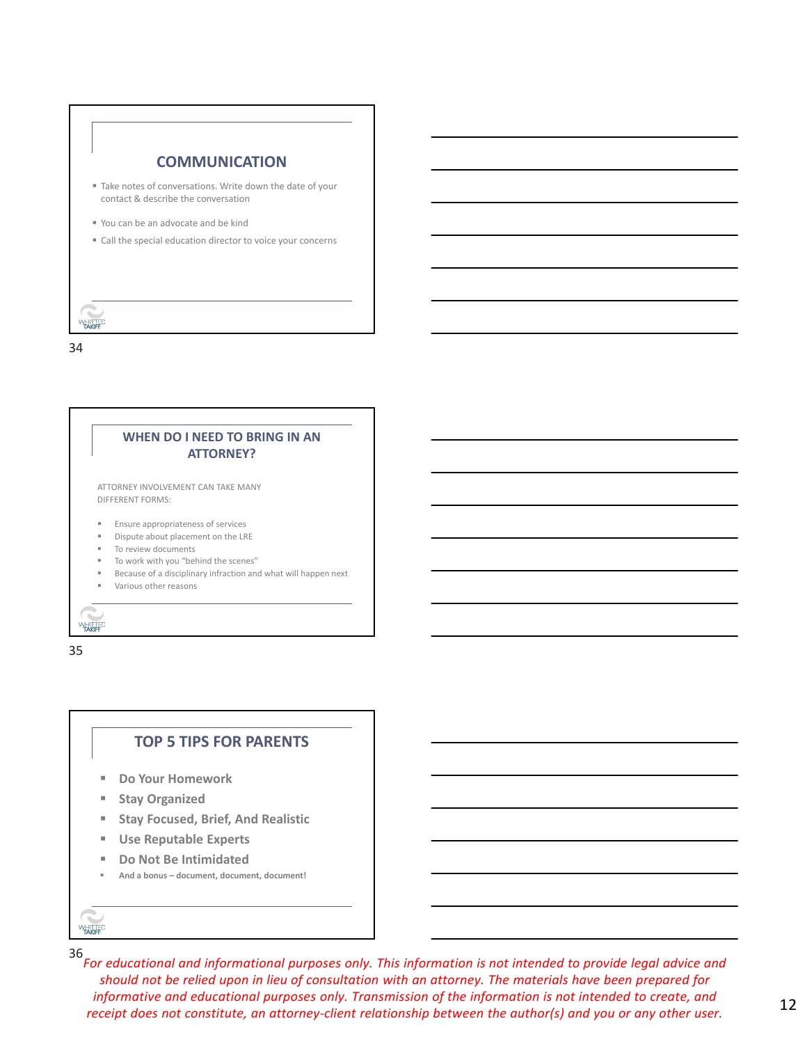## COMMUNICATION

- Take notes of conversations. Write down the date of your contact & describe the conversation
- You can be an advocate and be kind
- Call the special education director to voice your concerns

## WHEN DO I NEED TO BRING IN AN ATTORNEY?

ATTORNEY INVOLVEMENT CAN TAKE MANY DIFFERENT FORMS:

- Ensure appropriateness of services
- Dispute about placement on the LRE
- To review documents
- To work with you "behind the scenes"
- Because of a disciplinary infraction and what will happen next
- Various other reasons

## TOP 5 TIPS FOR PARENTS

- **Do Your Homework**
- **Stay Organized**
- **Stay Focused, Brief, And Realistic**
- **Use Reputable Experts**
- **Do Not Be Intimidated**
- **And a bonus – document, document, document!**

*For educational and informational purposes only. This information is not intended to provide legal advice and should not be relied upon in lieu of consultation with an attorney. The materials have been prepared for informative and educational purposes only. Transmission of the information is not intended to create, and receipt does not constitute, an attorney-client relationship between the author(s) and you or any other user.*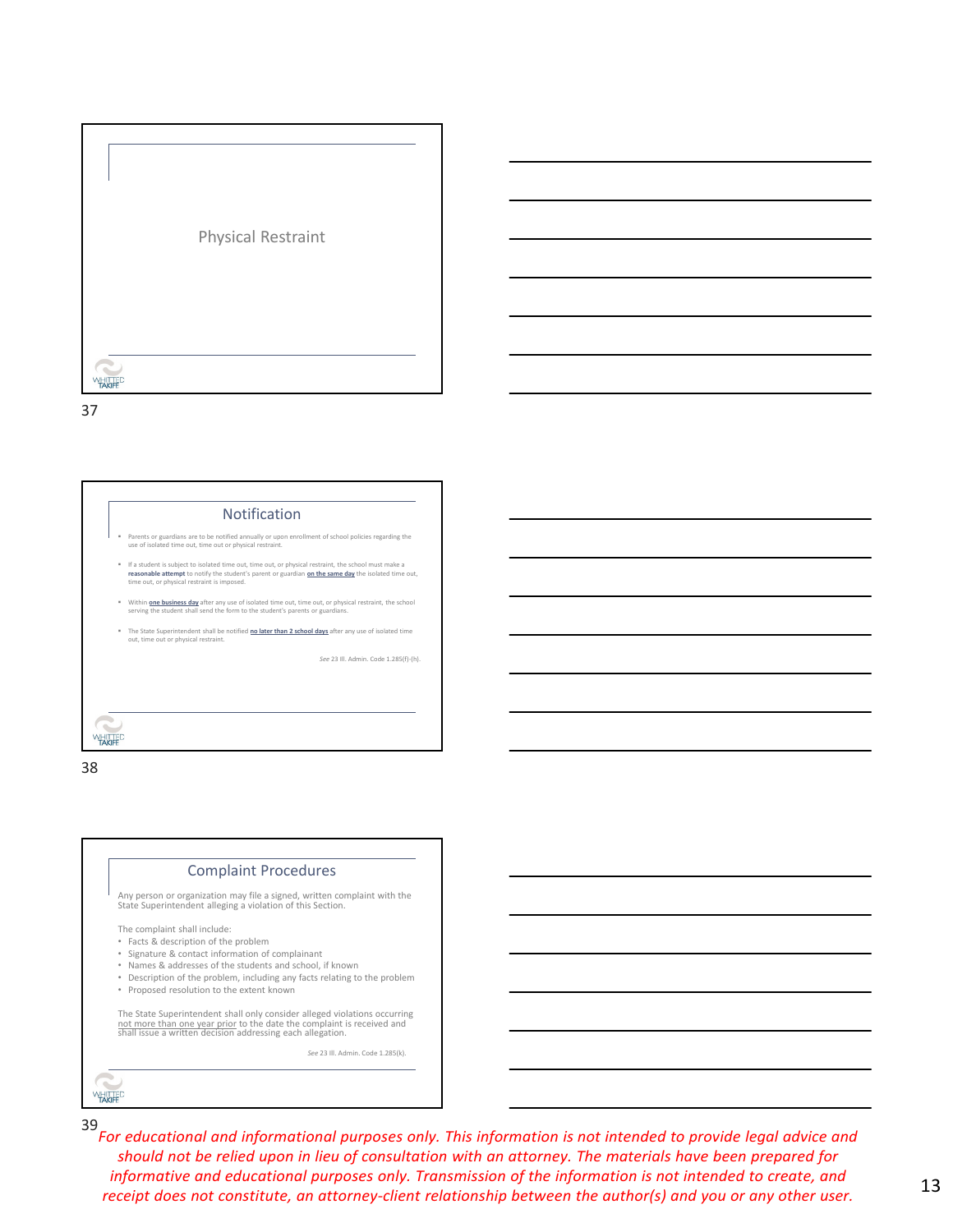## Physical Restraint

## Notification

- Parents or guardians are to be notified annually or upon enrollment of school policies regarding the use of isolated time out, time out or physical restraint.
- If a student is subject to isolated time out, time out, or physical restraint, the school must make a **reasonable attempt** to notify the student's parent or guardian **on the same day** the isolated time out, time out, or physical restraint is imposed.
- Within **one business day** after any use of isolated time out, time out, or physical restraint, the school serving the student shall send the form to the student's parents or guardians.
- The State Superintendent shall be notified **no later than 2 school days** after any use of isolated time out, time out or physical restraint.

*See* 23 Ill. Admin. Code 1.285(f)-(h).

## Complaint Procedures

Any person or organization may file a signed, written complaint with the State Superintendent alleging a violation of this Section.

The complaint shall include:

- Facts & description of the problem
- Signature & contact information of complainant
- Names & addresses of the students and school, if known
- Description of the problem, including any facts relating to the problem
- Proposed resolution to the extent known

The State Superintendent shall only consider alleged violations occurring not more than one year prior to the date the complaint is received and shall issue a written decision addressing each allegation.

*See* 23 Ill. Admin. Code 1.285(k).

*For educational and informational purposes only. This information is not intended to provide legal advice and should not be relied upon in lieu of consultation with an attorney. The materials have been prepared for informative and educational purposes only. Transmission of the information is not intended to create, and receipt does not constitute, an attorney-client relationship between the author(s) and you or any other user.*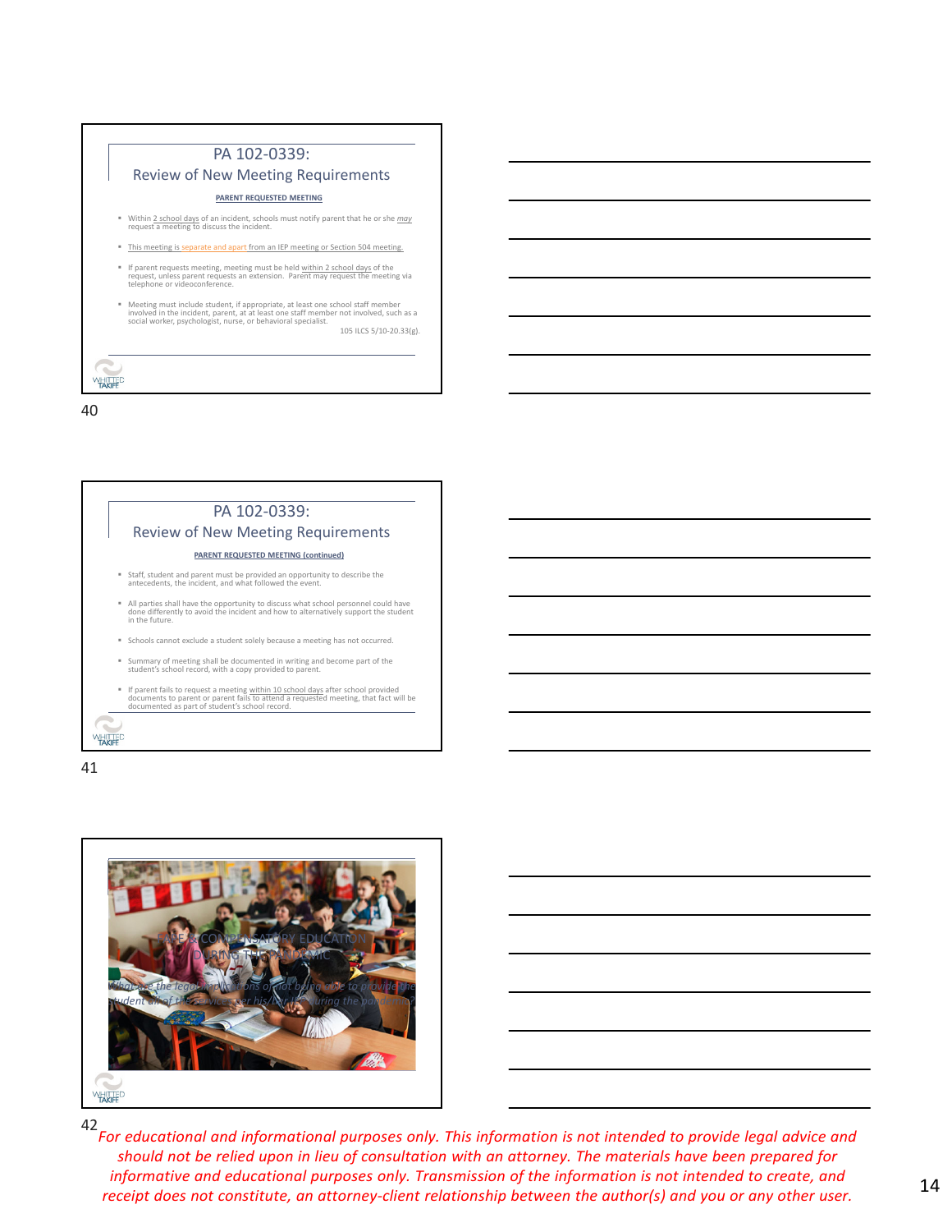## PA 102-0339: Review of New Meeting Requirements

**PARENT REQUESTED MEETING**

- Within 2 school days of an incident, schools must notify parent that he or she *may* request a meeting to discuss the incident.
- This meeting is separate and apart from an IEP meeting or Section 504 meeting.
- If parent requests meeting, meeting must be held within 2 school days of the request, unless parent requests an extension. Parent may request the meeting via telephone or videoconference.
- Meeting must include student, if appropriate, at least one school staff member involved in the incident, parent, at at least one staff member not involved, such as a social worker, psychologist, nurse, or behavioral specialist.

105 ILCS 5/10-20.33(g).

40

## PA 102-0339: Review of New Meeting Requirements

**PARENT REQUESTED MEETING (continued)**

- Staff, student and parent must be provided an opportunity to describe the antecedents, the incident, and what followed the event.
- All parties shall have the opportunity to discuss what school personnel could have done differently to avoid the incident and how to alternatively support the student in the future.
- Schools cannot exclude a student solely because a meeting has not occurred.
- Summary of meeting shall be documented in writing and become part of the student's school record, with a copy provided to parent.
- If parent fails to request a meeting within 10 school days after school provided documents to parent or parent fails to attend a requested meeting, that fact will be documented as part of student's school record.

41

FAPE & COMPENSATORY EDUCATION DURING THE PANDEMIC

*What are the legal implications of not being able to provide the student all of the services on his/her IEP during the pandemic?*

42

*For educational and informational purposes only. This information is not intended to provide legal advice and should not be relied upon in lieu of consultation with an attorney. The materials have been prepared for informative and educational purposes only. Transmission of the information is not intended to create, and receipt does not constitute, an attorney-client relationship between the author(s) and you or any other user.*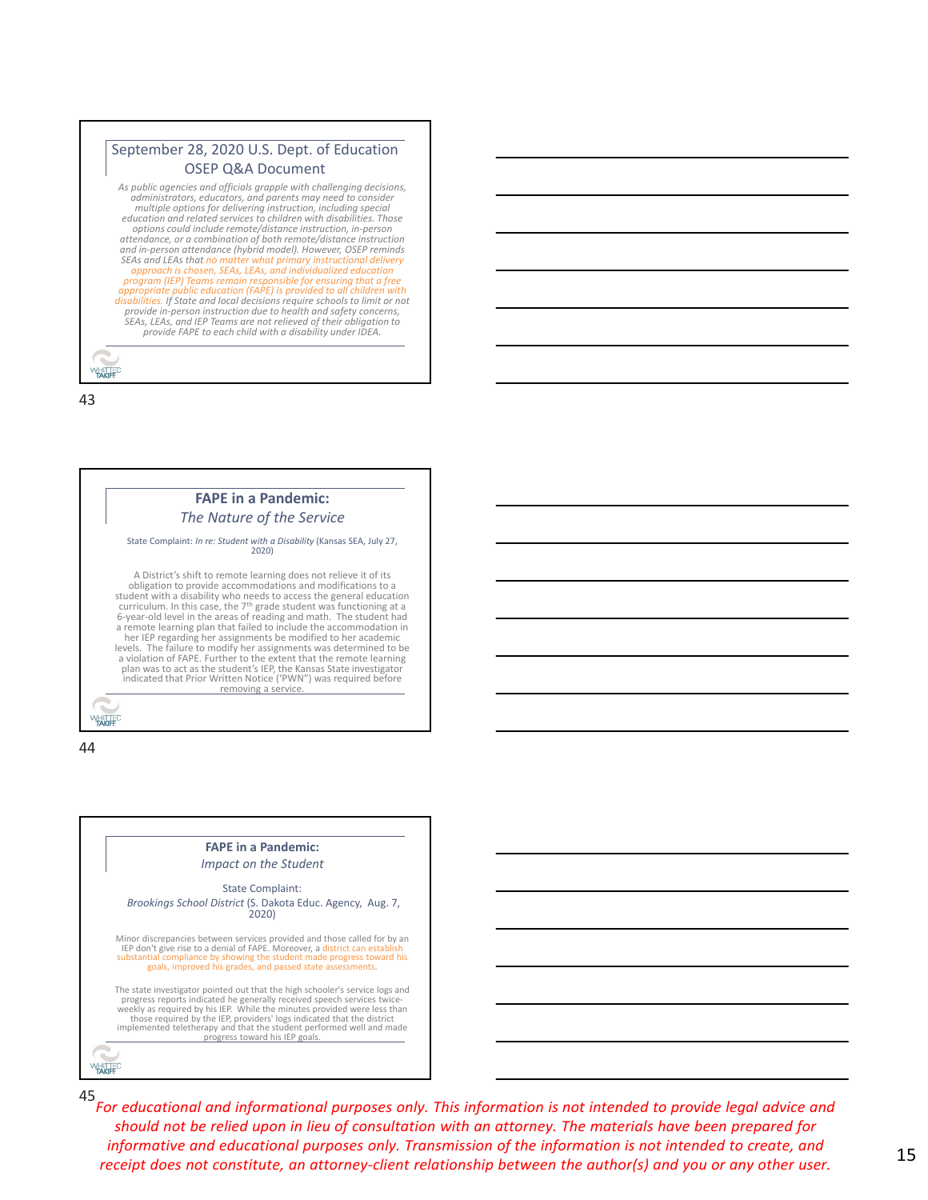## September 28, 2020 U.S. Dept. of Education OSEP Q&A Document

*As public agencies and officials grapple with challenging decisions, administrators, educators, and parents may need to consider multiple options for delivering instruction, including special education and related services to children with disabilities. Those options could include remote/distance instruction, in-person attendance, or a combination of both remote/distance instruction and in-person attendance (hybrid model). However, OSEP reminds SEAs and LEAs that no matter what primary instructional delivery approach is chosen, SEAs, LEAs, and individualized education program (IEP) Teams remain responsible for ensuring that a free appropriate public education (FAPE) is provided to all children with disabilities. If State and local decisions require schools to limit or not provide in-person instruction due to health and safety concerns, SEAs, LEAs, and IEP Teams are not relieved of their obligation to provide FAPE to each child with a disability under IDEA.*

43

## FAPE in a Pandemic:

*The Nature of the Service*

State Complaint: *In re: Student with a Disability* (Kansas SEA, July 27, 2020)

A District's shift to remote learning does not relieve it of its obligation to provide accommodations and modifications to a student with a disability who needs to access the general education curriculum. In this case, the 7th grade student was functioning at a 6-year-old level in the areas of reading and math. The student had a remote learning plan that failed to include the accommodation in her IEP regarding her assignments be modified to her academic levels. The failure to modify her assignments was determined to be a violation of FAPE. Further to the extent that the remote learning plan was to act as the student's IEP, the Kansas State investigator indicated that Prior Written Notice ('PWN") was required before removing a service.

44

## FAPE in a Pandemic:

*Impact on the Student*

State Complaint:
*Brookings School District* (S. Dakota Educ. Agency, Aug. 7, 2020)

Minor discrepancies between services provided and those called for by an IEP don't give rise to a denial of FAPE. Moreover, a district can establish substantial compliance by showing the student made progress toward his goals, improved his grades, and passed state assessments.

The state investigator pointed out that the high schooler's service logs and progress reports indicated he generally received speech services twice-weekly as required by his IEP. While the minutes provided were less than those required by the IEP, providers' logs indicated that the district implemented teletherapy and that the student performed well and made progress toward his IEP goals.

45

*For educational and informational purposes only. This information is not intended to provide legal advice and should not be relied upon in lieu of consultation with an attorney. The materials have been prepared for informative and educational purposes only. Transmission of the information is not intended to create, and receipt does not constitute, an attorney-client relationship between the author(s) and you or any other user.*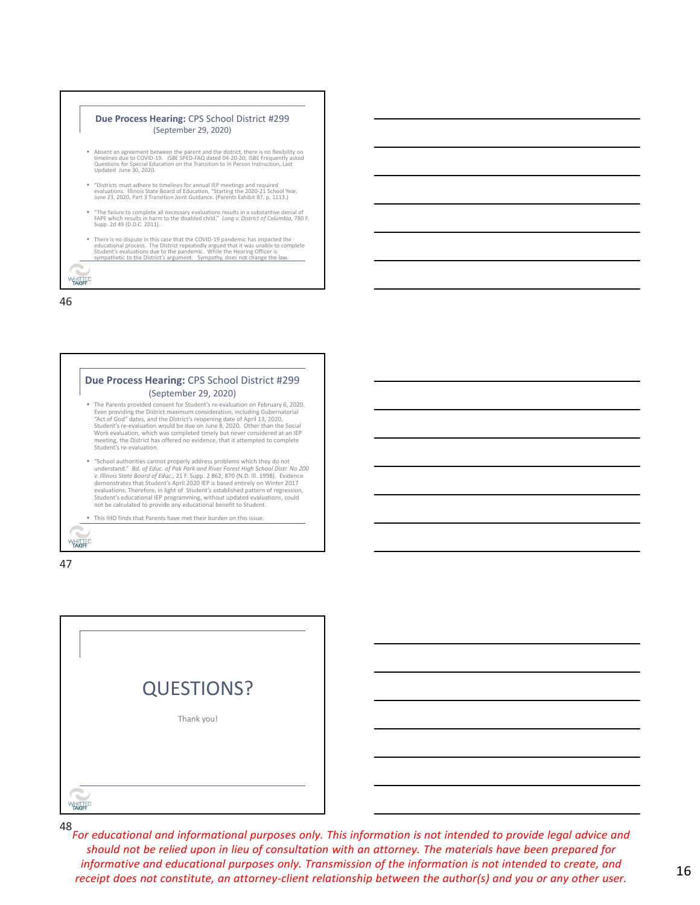## Due Process Hearing: CPS School District #299
(September 29, 2020)

- Absent an agreement between the parent and the district, there is no flexibility on timelines due to COVID-19. ISBE SPED-FAQ dated 04-20-20; ISBE Frequently asked Questions for Special Education on the Transition to In Person Instruction, Last Updated June 30, 2020.
- "Districts must adhere to timelines for annual IEP meetings and required evaluations. Illinois State Board of Education, "Starting the 2020-21 School Year, June 23, 2020, Part 3 Transition Joint Guidance. (Parents Exhibit 87, p. 1113.)
- "The failure to complete all necessary evaluations results in a substantive denial of FAPE which results in harm to the disabled child." *Long v. District of Columbia*, 780 F. Supp. 2d 49 (D.D.C. 2011).
- There is no dispute in this case that the COVID-19 pandemic has impacted the educational process. The District repeatedly argued that it was unable to complete Student's evaluations due to the pandemic. While the Hearing Officer is sympathetic to the District's argument. Sympathy, does not change the law.

46

## Due Process Hearing: CPS School District #299
(September 29, 2020)

- The Parents provided consent for Student's re-evaluation on February 6, 2020. Even providing the District maximum consideration, including Gubernatorial "Act of God" dates, and the District's reopening date of April 13, 2020, Student's re-evaluation would be due on June 8, 2020. Other than the Social Work evaluation, which was completed timely but never considered at an IEP meeting, the District has offered no evidence, that it attempted to complete Student's re-evaluation.
- "School authorities cannot properly address problems which they do not understand." *Bd. of Educ. of Pak Park and River Forest High School Distr. No 200 v. Illinois State Board of Educ.*, 21 F. Supp. 2 862, 870 (N.D. Ill. 1998). Evidence demonstrates that Student's April 2020 IEP is based entirely on Winter 2017 evaluations. Therefore, in light of Student's established pattern of regression, Student's educational IEP programming, without updated evaluations, could not be calculated to provide any educational benefit to Student.
- This IHO finds that Parents have met their burden on this issue.

47

## QUESTIONS?

Thank you!

48

*For educational and informational purposes only. This information is not intended to provide legal advice and should not be relied upon in lieu of consultation with an attorney. The materials have been prepared for informative and educational purposes only. Transmission of the information is not intended to create, and receipt does not constitute, an attorney-client relationship between the author(s) and you or any other user.*